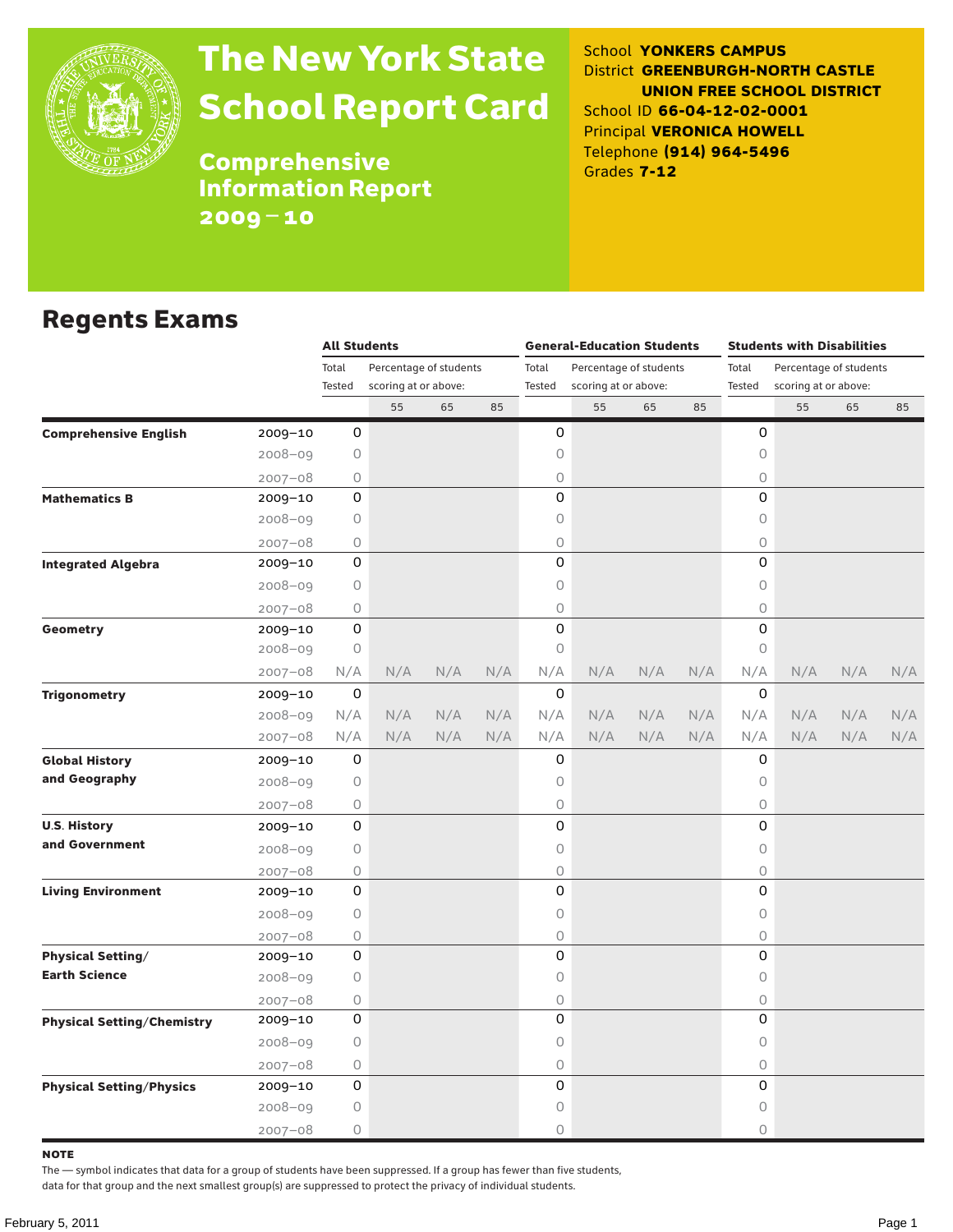# The New York State School Report Card

## Comprehensive Information Report 2009–10

School **YONKERS CAMPUS**
District **GREENBURGH-NORTH CASTLE UNION FREE SCHOOL DISTRICT**
School ID **66-04-12-02-0001**
Principal **VERONICA HOWELL**
Telephone **(914) 964-5496**
Grades **7-12**

## Regents Exams

| | | All Students | | | | General-Education Students | | | | Students with Disabilities | | | |
|---|---|---|---|---|---|---|---|---|---|---|---|---|---|
| | | Total Tested | Percentage of students scoring at or above: | | | Total Tested | Percentage of students scoring at or above: | | | Total Tested | Percentage of students scoring at or above: | | |
| | | | 55 | 65 | 85 | | 55 | 65 | 85 | | 55 | 65 | 85 |
| **Comprehensive English** | 2009–10 | 0 | | | | 0 | | | | 0 | | | |
| | 2008–09 | 0 | | | | 0 | | | | 0 | | | |
| | 2007–08 | 0 | | | | 0 | | | | 0 | | | |
| **Mathematics B** | 2009–10 | 0 | | | | 0 | | | | 0 | | | |
| | 2008–09 | 0 | | | | 0 | | | | 0 | | | |
| | 2007–08 | 0 | | | | 0 | | | | 0 | | | |
| **Integrated Algebra** | 2009–10 | 0 | | | | 0 | | | | 0 | | | |
| | 2008–09 | 0 | | | | 0 | | | | 0 | | | |
| | 2007–08 | 0 | | | | 0 | | | | 0 | | | |
| **Geometry** | 2009–10 | 0 | | | | 0 | | | | 0 | | | |
| | 2008–09 | 0 | | | | 0 | | | | 0 | | | |
| | 2007–08 | N/A | N/A | N/A | N/A | N/A | N/A | N/A | N/A | N/A | N/A | N/A | N/A |
| **Trigonometry** | 2009–10 | 0 | | | | 0 | | | | 0 | | | |
| | 2008–09 | N/A | N/A | N/A | N/A | N/A | N/A | N/A | N/A | N/A | N/A | N/A | N/A |
| | 2007–08 | N/A | N/A | N/A | N/A | N/A | N/A | N/A | N/A | N/A | N/A | N/A | N/A |
| **Global History and Geography** | 2009–10 | 0 | | | | 0 | | | | 0 | | | |
| | 2008–09 | 0 | | | | 0 | | | | 0 | | | |
| | 2007–08 | 0 | | | | 0 | | | | 0 | | | |
| **U.S. History and Government** | 2009–10 | 0 | | | | 0 | | | | 0 | | | |
| | 2008–09 | 0 | | | | 0 | | | | 0 | | | |
| | 2007–08 | 0 | | | | 0 | | | | 0 | | | |
| **Living Environment** | 2009–10 | 0 | | | | 0 | | | | 0 | | | |
| | 2008–09 | 0 | | | | 0 | | | | 0 | | | |
| | 2007–08 | 0 | | | | 0 | | | | 0 | | | |
| **Physical Setting/ Earth Science** | 2009–10 | 0 | | | | 0 | | | | 0 | | | |
| | 2008–09 | 0 | | | | 0 | | | | 0 | | | |
| | 2007–08 | 0 | | | | 0 | | | | 0 | | | |
| **Physical Setting/Chemistry** | 2009–10 | 0 | | | | 0 | | | | 0 | | | |
| | 2008–09 | 0 | | | | 0 | | | | 0 | | | |
| | 2007–08 | 0 | | | | 0 | | | | 0 | | | |
| **Physical Setting/Physics** | 2009–10 | 0 | | | | 0 | | | | 0 | | | |
| | 2008–09 | 0 | | | | 0 | | | | 0 | | | |
| | 2007–08 | 0 | | | | 0 | | | | 0 | | | |

**NOTE**
The — symbol indicates that data for a group of students have been suppressed. If a group has fewer than five students, data for that group and the next smallest group(s) are suppressed to protect the privacy of individual students.

February 5, 2011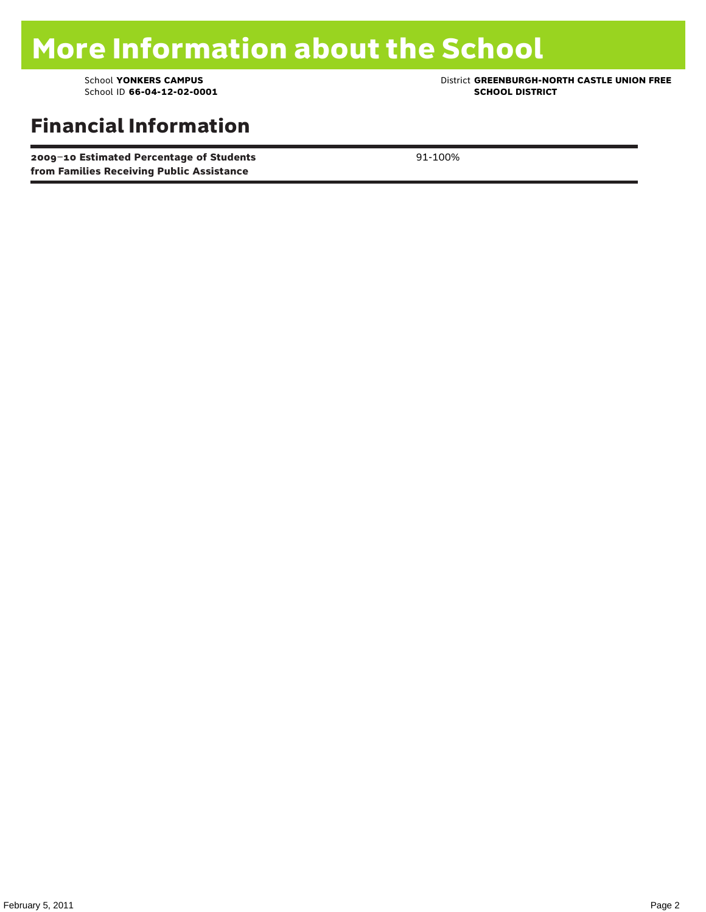# More Information about the School

School **YONKERS CAMPUS**
School ID **66-04-12-02-0001**

District **GREENBURGH-NORTH CASTLE UNION FREE SCHOOL DISTRICT**

## Financial Information

| | |
|---|---|
| **2009–10 Estimated Percentage of Students from Families Receiving Public Assistance** | 91-100% |

February 5, 2011